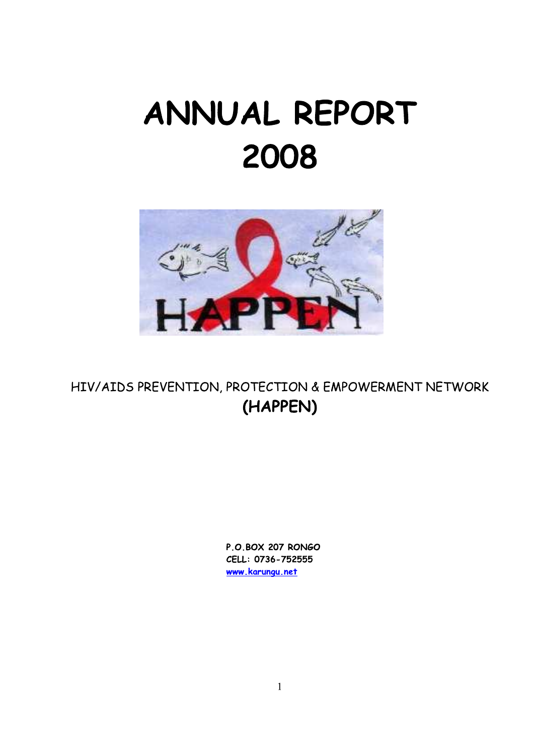# ANNUAL REPORT 2008

HIV/AIDS PREVENTION, PROTECTION & EMPOWERMENT NETWORK

**(HAPPEN)**

**P.O.BOX 207 RONGO**
**CELL: 0736-752555**
**www.karungu.net**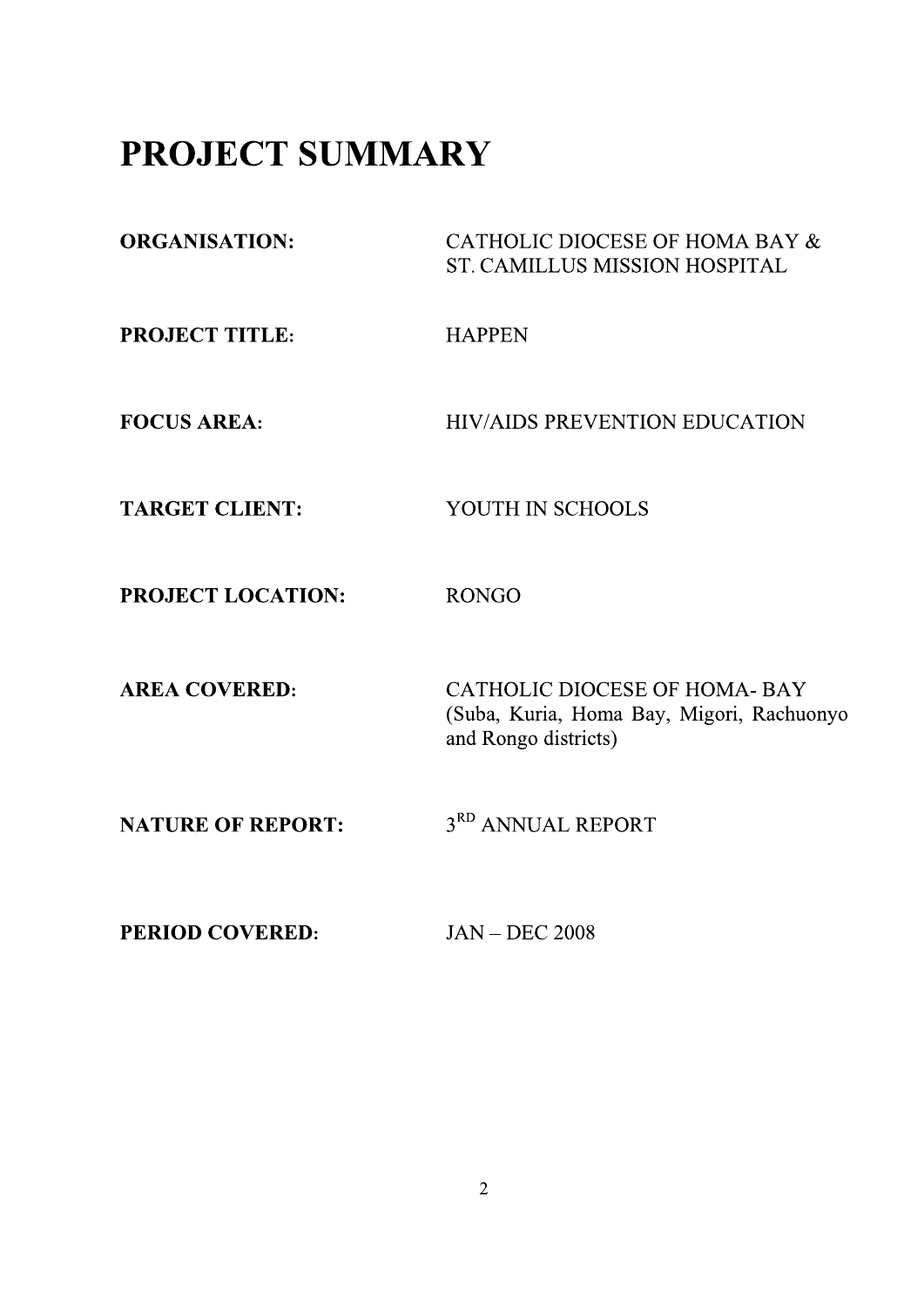# PROJECT SUMMARY

**ORGANISATION:** CATHOLIC DIOCESE OF HOMA BAY & ST. CAMILLUS MISSION HOSPITAL

**PROJECT TITLE:** HAPPEN

**FOCUS AREA:** HIV/AIDS PREVENTION EDUCATION

**TARGET CLIENT:** YOUTH IN SCHOOLS

**PROJECT LOCATION:** RONGO

**AREA COVERED:** CATHOLIC DIOCESE OF HOMA- BAY (Suba, Kuria, Homa Bay, Migori, Rachuonyo and Rongo districts)

**NATURE OF REPORT:** 3RD ANNUAL REPORT

**PERIOD COVERED:** JAN – DEC 2008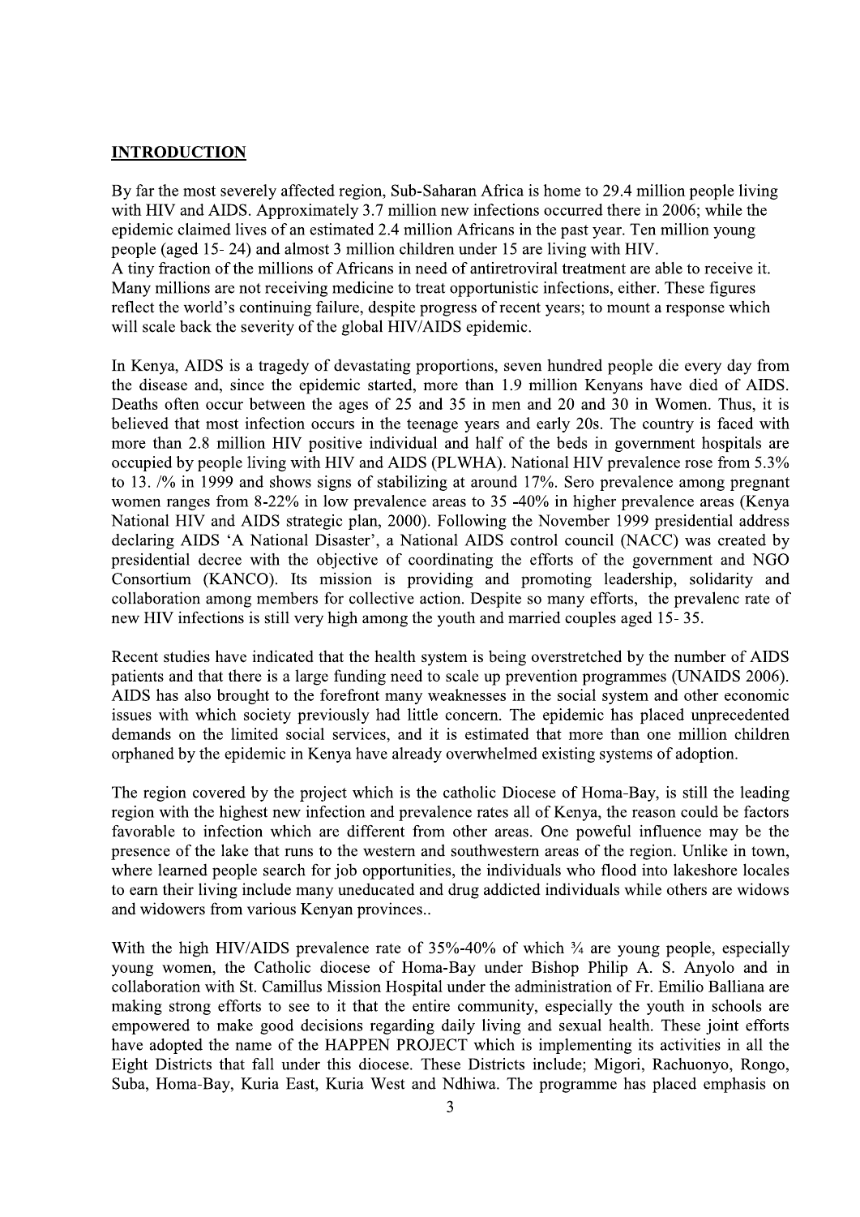## INTRODUCTION

By far the most severely affected region, Sub-Saharan Africa is home to 29.4 million people living with HIV and AIDS. Approximately 3.7 million new infections occurred there in 2006; while the epidemic claimed lives of an estimated 2.4 million Africans in the past year. Ten million young people (aged 15- 24) and almost 3 million children under 15 are living with HIV.
A tiny fraction of the millions of Africans in need of antiretroviral treatment are able to receive it. Many millions are not receiving medicine to treat opportunistic infections, either. These figures reflect the world's continuing failure, despite progress of recent years; to mount a response which will scale back the severity of the global HIV/AIDS epidemic.

In Kenya, AIDS is a tragedy of devastating proportions, seven hundred people die every day from the disease and, since the epidemic started, more than 1.9 million Kenyans have died of AIDS. Deaths often occur between the ages of 25 and 35 in men and 20 and 30 in Women. Thus, it is believed that most infection occurs in the teenage years and early 20s. The country is faced with more than 2.8 million HIV positive individual and half of the beds in government hospitals are occupied by people living with HIV and AIDS (PLWHA). National HIV prevalence rose from 5.3% to 13. /% in 1999 and shows signs of stabilizing at around 17%. Sero prevalence among pregnant women ranges from 8-22% in low prevalence areas to 35 -40% in higher prevalence areas (Kenya National HIV and AIDS strategic plan, 2000). Following the November 1999 presidential address declaring AIDS 'A National Disaster', a National AIDS control council (NACC) was created by presidential decree with the objective of coordinating the efforts of the government and NGO Consortium (KANCO). Its mission is providing and promoting leadership, solidarity and collaboration among members for collective action. Despite so many efforts, the prevalenc rate of new HIV infections is still very high among the youth and married couples aged 15- 35.

Recent studies have indicated that the health system is being overstretched by the number of AIDS patients and that there is a large funding need to scale up prevention programmes (UNAIDS 2006). AIDS has also brought to the forefront many weaknesses in the social system and other economic issues with which society previously had little concern. The epidemic has placed unprecedented demands on the limited social services, and it is estimated that more than one million children orphaned by the epidemic in Kenya have already overwhelmed existing systems of adoption.

The region covered by the project which is the catholic Diocese of Homa-Bay, is still the leading region with the highest new infection and prevalence rates all of Kenya, the reason could be factors favorable to infection which are different from other areas. One poweful influence may be the presence of the lake that runs to the western and southwestern areas of the region. Unlike in town, where learned people search for job opportunities, the individuals who flood into lakeshore locales to earn their living include many uneducated and drug addicted individuals while others are widows and widowers from various Kenyan provinces..

With the high HIV/AIDS prevalence rate of 35%-40% of which ¾ are young people, especially young women, the Catholic diocese of Homa-Bay under Bishop Philip A. S. Anyolo and in collaboration with St. Camillus Mission Hospital under the administration of Fr. Emilio Balliana are making strong efforts to see to it that the entire community, especially the youth in schools are empowered to make good decisions regarding daily living and sexual health. These joint efforts have adopted the name of the HAPPEN PROJECT which is implementing its activities in all the Eight Districts that fall under this diocese. These Districts include; Migori, Rachuonyo, Rongo, Suba, Homa-Bay, Kuria East, Kuria West and Ndhiwa. The programme has placed emphasis on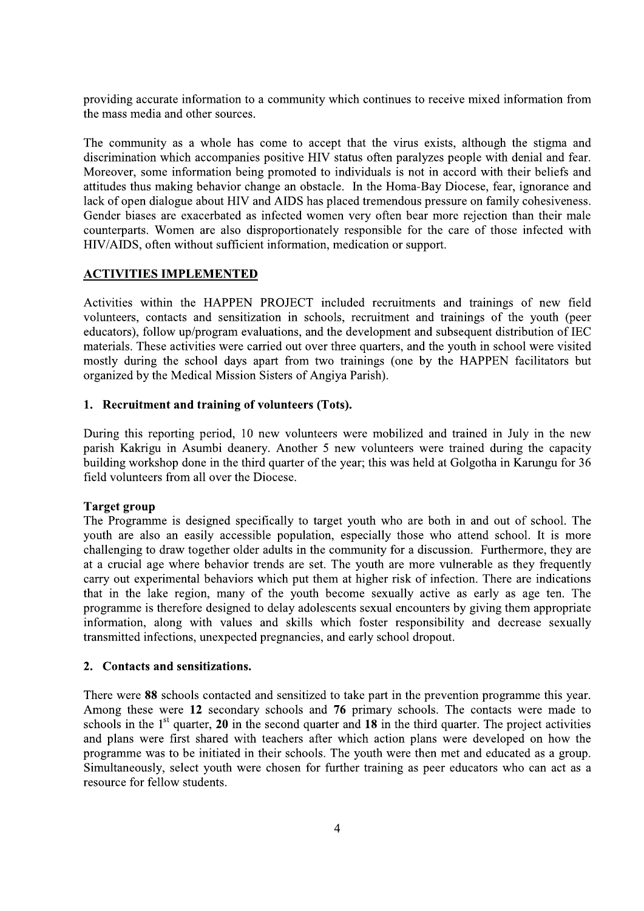providing accurate information to a community which continues to receive mixed information from the mass media and other sources.

The community as a whole has come to accept that the virus exists, although the stigma and discrimination which accompanies positive HIV status often paralyzes people with denial and fear. Moreover, some information being promoted to individuals is not in accord with their beliefs and attitudes thus making behavior change an obstacle. In the Homa-Bay Diocese, fear, ignorance and lack of open dialogue about HIV and AIDS has placed tremendous pressure on family cohesiveness. Gender biases are exacerbated as infected women very often bear more rejection than their male counterparts. Women are also disproportionately responsible for the care of those infected with HIV/AIDS, often without sufficient information, medication or support.

## ACTIVITIES IMPLEMENTED

Activities within the HAPPEN PROJECT included recruitments and trainings of new field volunteers, contacts and sensitization in schools, recruitment and trainings of the youth (peer educators), follow up/program evaluations, and the development and subsequent distribution of IEC materials. These activities were carried out over three quarters, and the youth in school were visited mostly during the school days apart from two trainings (one by the HAPPEN facilitators but organized by the Medical Mission Sisters of Angiya Parish).

### 1. Recruitment and training of volunteers (Tots).

During this reporting period, 10 new volunteers were mobilized and trained in July in the new parish Kakrigu in Asumbi deanery. Another 5 new volunteers were trained during the capacity building workshop done in the third quarter of the year; this was held at Golgotha in Karungu for 36 field volunteers from all over the Diocese.

**Target group**

The Programme is designed specifically to target youth who are both in and out of school. The youth are also an easily accessible population, especially those who attend school. It is more challenging to draw together older adults in the community for a discussion. Furthermore, they are at a crucial age where behavior trends are set. The youth are more vulnerable as they frequently carry out experimental behaviors which put them at higher risk of infection. There are indications that in the lake region, many of the youth become sexually active as early as age ten. The programme is therefore designed to delay adolescents sexual encounters by giving them appropriate information, along with values and skills which foster responsibility and decrease sexually transmitted infections, unexpected pregnancies, and early school dropout.

### 2. Contacts and sensitizations.

There were **88** schools contacted and sensitized to take part in the prevention programme this year. Among these were **12** secondary schools and **76** primary schools. The contacts were made to schools in the 1st quarter, **20** in the second quarter and **18** in the third quarter. The project activities and plans were first shared with teachers after which action plans were developed on how the programme was to be initiated in their schools. The youth were then met and educated as a group. Simultaneously, select youth were chosen for further training as peer educators who can act as a resource for fellow students.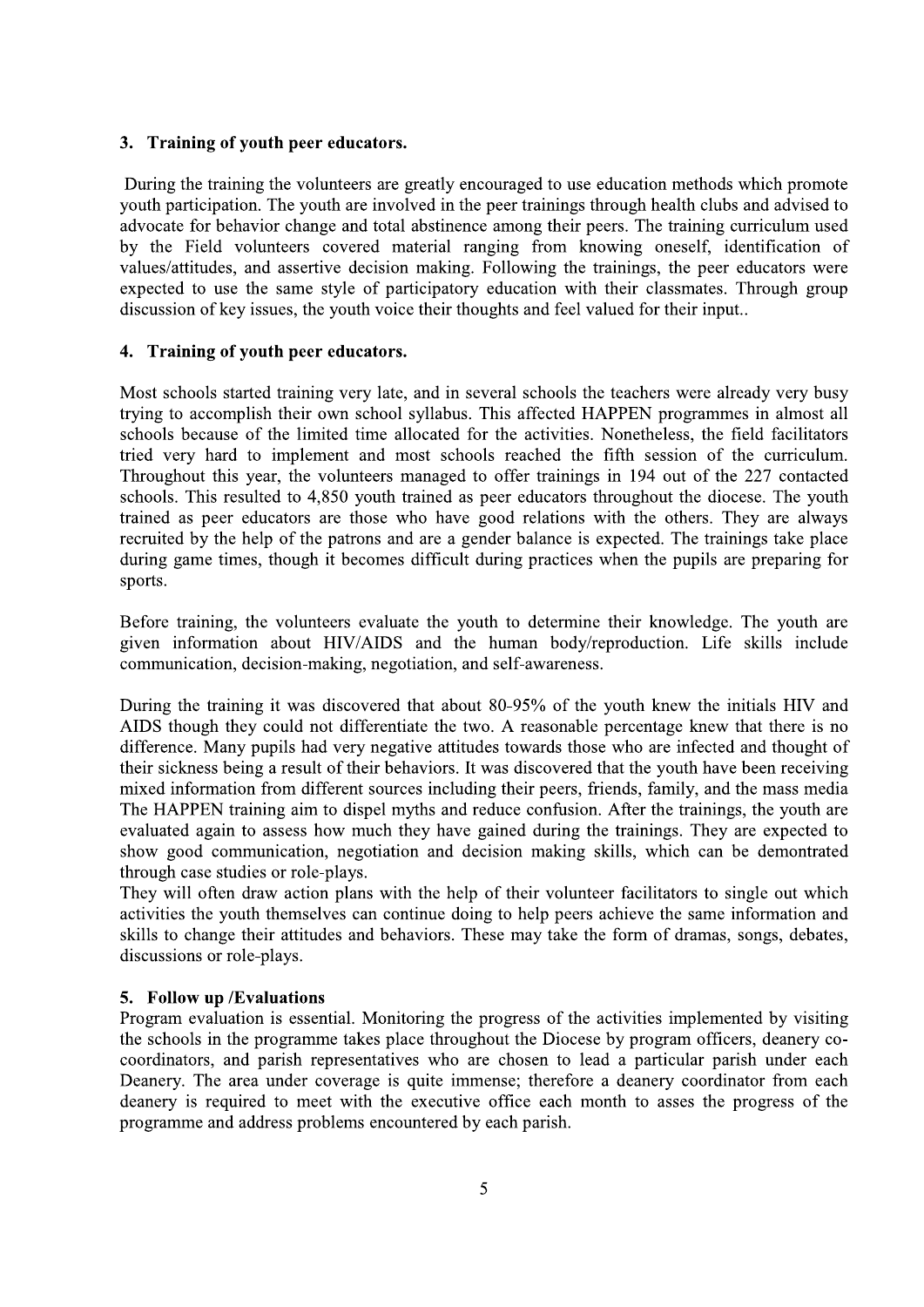### 3. Training of youth peer educators.

During the training the volunteers are greatly encouraged to use education methods which promote youth participation. The youth are involved in the peer trainings through health clubs and advised to advocate for behavior change and total abstinence among their peers. The training curriculum used by the Field volunteers covered material ranging from knowing oneself, identification of values/attitudes, and assertive decision making. Following the trainings, the peer educators were expected to use the same style of participatory education with their classmates. Through group discussion of key issues, the youth voice their thoughts and feel valued for their input..

### 4. Training of youth peer educators.

Most schools started training very late, and in several schools the teachers were already very busy trying to accomplish their own school syllabus. This affected HAPPEN programmes in almost all schools because of the limited time allocated for the activities. Nonetheless, the field facilitators tried very hard to implement and most schools reached the fifth session of the curriculum. Throughout this year, the volunteers managed to offer trainings in 194 out of the 227 contacted schools. This resulted to 4,850 youth trained as peer educators throughout the diocese. The youth trained as peer educators are those who have good relations with the others. They are always recruited by the help of the patrons and are a gender balance is expected. The trainings take place during game times, though it becomes difficult during practices when the pupils are preparing for sports.

Before training, the volunteers evaluate the youth to determine their knowledge. The youth are given information about HIV/AIDS and the human body/reproduction. Life skills include communication, decision-making, negotiation, and self-awareness.

During the training it was discovered that about 80-95% of the youth knew the initials HIV and AIDS though they could not differentiate the two. A reasonable percentage knew that there is no difference. Many pupils had very negative attitudes towards those who are infected and thought of their sickness being a result of their behaviors. It was discovered that the youth have been receiving mixed information from different sources including their peers, friends, family, and the mass media The HAPPEN training aim to dispel myths and reduce confusion. After the trainings, the youth are evaluated again to assess how much they have gained during the trainings. They are expected to show good communication, negotiation and decision making skills, which can be demontrated through case studies or role-plays.
They will often draw action plans with the help of their volunteer facilitators to single out which activities the youth themselves can continue doing to help peers achieve the same information and skills to change their attitudes and behaviors. These may take the form of dramas, songs, debates, discussions or role-plays.

### 5. Follow up /Evaluations

Program evaluation is essential. Monitoring the progress of the activities implemented by visiting the schools in the programme takes place throughout the Diocese by program officers, deanery co-coordinators, and parish representatives who are chosen to lead a particular parish under each Deanery. The area under coverage is quite immense; therefore a deanery coordinator from each deanery is required to meet with the executive office each month to asses the progress of the programme and address problems encountered by each parish.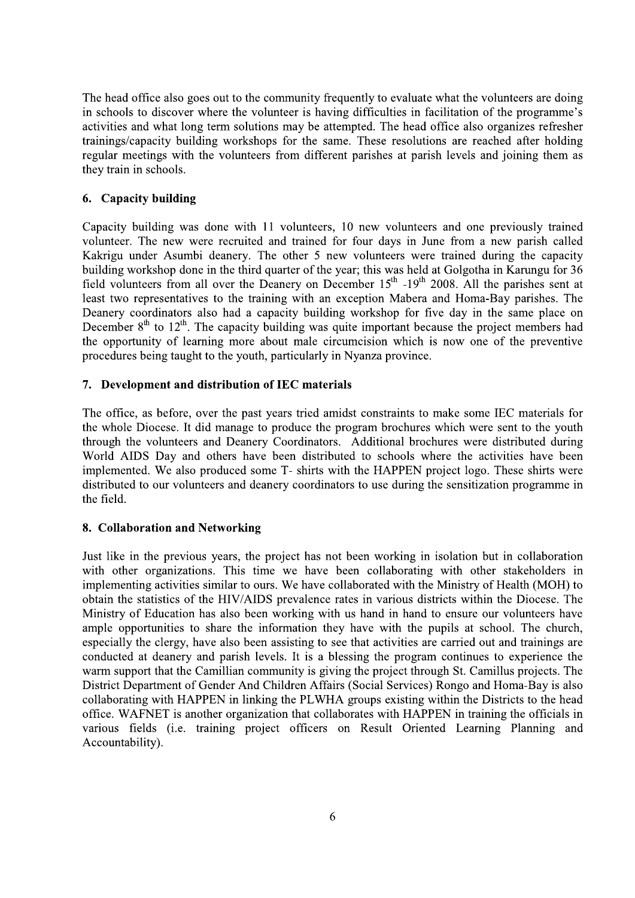The head office also goes out to the community frequently to evaluate what the volunteers are doing in schools to discover where the volunteer is having difficulties in facilitation of the programme's activities and what long term solutions may be attempted. The head office also organizes refresher trainings/capacity building workshops for the same. These resolutions are reached after holding regular meetings with the volunteers from different parishes at parish levels and joining them as they train in schools.

## 6. Capacity building

Capacity building was done with 11 volunteers, 10 new volunteers and one previously trained volunteer. The new were recruited and trained for four days in June from a new parish called Kakrigu under Asumbi deanery. The other 5 new volunteers were trained during the capacity building workshop done in the third quarter of the year; this was held at Golgotha in Karungu for 36 field volunteers from all over the Deanery on December 15th -19th 2008. All the parishes sent at least two representatives to the training with an exception Mabera and Homa-Bay parishes. The Deanery coordinators also had a capacity building workshop for five day in the same place on December 8th to 12th. The capacity building was quite important because the project members had the opportunity of learning more about male circumcision which is now one of the preventive procedures being taught to the youth, particularly in Nyanza province.

## 7. Development and distribution of IEC materials

The office, as before, over the past years tried amidst constraints to make some IEC materials for the whole Diocese. It did manage to produce the program brochures which were sent to the youth through the volunteers and Deanery Coordinators. Additional brochures were distributed during World AIDS Day and others have been distributed to schools where the activities have been implemented. We also produced some T- shirts with the HAPPEN project logo. These shirts were distributed to our volunteers and deanery coordinators to use during the sensitization programme in the field.

## 8. Collaboration and Networking

Just like in the previous years, the project has not been working in isolation but in collaboration with other organizations. This time we have been collaborating with other stakeholders in implementing activities similar to ours. We have collaborated with the Ministry of Health (MOH) to obtain the statistics of the HIV/AIDS prevalence rates in various districts within the Diocese. The Ministry of Education has also been working with us hand in hand to ensure our volunteers have ample opportunities to share the information they have with the pupils at school. The church, especially the clergy, have also been assisting to see that activities are carried out and trainings are conducted at deanery and parish levels. It is a blessing the program continues to experience the warm support that the Camillian community is giving the project through St. Camillus projects. The District Department of Gender And Children Affairs (Social Services) Rongo and Homa-Bay is also collaborating with HAPPEN in linking the PLWHA groups existing within the Districts to the head office. WAFNET is another organization that collaborates with HAPPEN in training the officials in various fields (i.e. training project officers on Result Oriented Learning Planning and Accountability).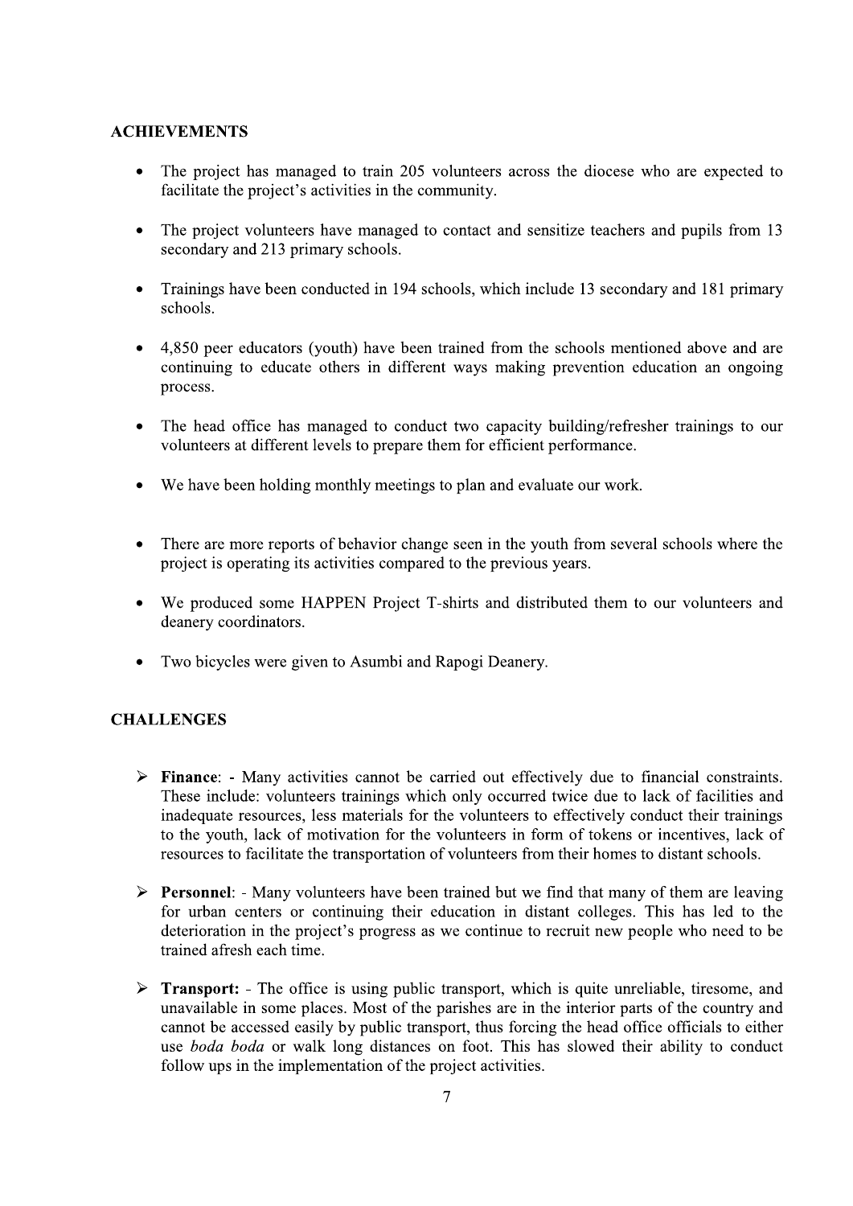## ACHIEVEMENTS

- The project has managed to train 205 volunteers across the diocese who are expected to facilitate the project's activities in the community.
- The project volunteers have managed to contact and sensitize teachers and pupils from 13 secondary and 213 primary schools.
- Trainings have been conducted in 194 schools, which include 13 secondary and 181 primary schools.
- 4,850 peer educators (youth) have been trained from the schools mentioned above and are continuing to educate others in different ways making prevention education an ongoing process.
- The head office has managed to conduct two capacity building/refresher trainings to our volunteers at different levels to prepare them for efficient performance.
- We have been holding monthly meetings to plan and evaluate our work.
- There are more reports of behavior change seen in the youth from several schools where the project is operating its activities compared to the previous years.
- We produced some HAPPEN Project T-shirts and distributed them to our volunteers and deanery coordinators.
- Two bicycles were given to Asumbi and Rapogi Deanery.

## CHALLENGES

- **Finance**: - Many activities cannot be carried out effectively due to financial constraints. These include: volunteers trainings which only occurred twice due to lack of facilities and inadequate resources, less materials for the volunteers to effectively conduct their trainings to the youth, lack of motivation for the volunteers in form of tokens or incentives, lack of resources to facilitate the transportation of volunteers from their homes to distant schools.
- **Personnel**: - Many volunteers have been trained but we find that many of them are leaving for urban centers or continuing their education in distant colleges. This has led to the deterioration in the project's progress as we continue to recruit new people who need to be trained afresh each time.
- **Transport:** - The office is using public transport, which is quite unreliable, tiresome, and unavailable in some places. Most of the parishes are in the interior parts of the country and cannot be accessed easily by public transport, thus forcing the head office officials to either use *boda boda* or walk long distances on foot. This has slowed their ability to conduct follow ups in the implementation of the project activities.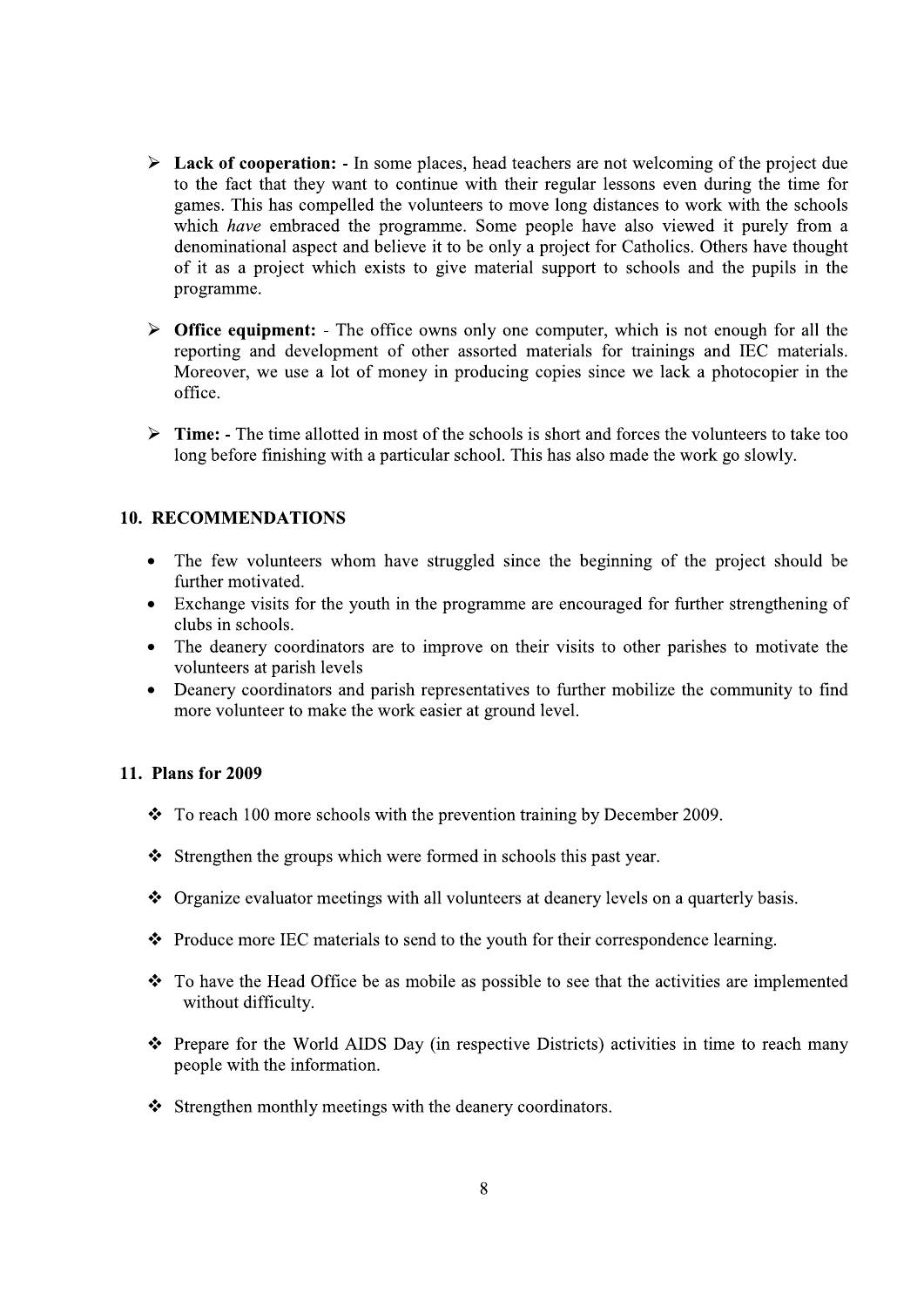- **Lack of cooperation:** - In some places, head teachers are not welcoming of the project due to the fact that they want to continue with their regular lessons even during the time for games. This has compelled the volunteers to move long distances to work with the schools which *have* embraced the programme. Some people have also viewed it purely from a denominational aspect and believe it to be only a project for Catholics. Others have thought of it as a project which exists to give material support to schools and the pupils in the programme.

- **Office equipment:** - The office owns only one computer, which is not enough for all the reporting and development of other assorted materials for trainings and IEC materials. Moreover, we use a lot of money in producing copies since we lack a photocopier in the office.

- **Time:** - The time allotted in most of the schools is short and forces the volunteers to take too long before finishing with a particular school. This has also made the work go slowly.

## 10. RECOMMENDATIONS

- The few volunteers whom have struggled since the beginning of the project should be further motivated.
- Exchange visits for the youth in the programme are encouraged for further strengthening of clubs in schools.
- The deanery coordinators are to improve on their visits to other parishes to motivate the volunteers at parish levels
- Deanery coordinators and parish representatives to further mobilize the community to find more volunteer to make the work easier at ground level.

## 11. Plans for 2009

- To reach 100 more schools with the prevention training by December 2009.
- Strengthen the groups which were formed in schools this past year.
- Organize evaluator meetings with all volunteers at deanery levels on a quarterly basis.
- Produce more IEC materials to send to the youth for their correspondence learning.
- To have the Head Office be as mobile as possible to see that the activities are implemented without difficulty.
- Prepare for the World AIDS Day (in respective Districts) activities in time to reach many people with the information.
- Strengthen monthly meetings with the deanery coordinators.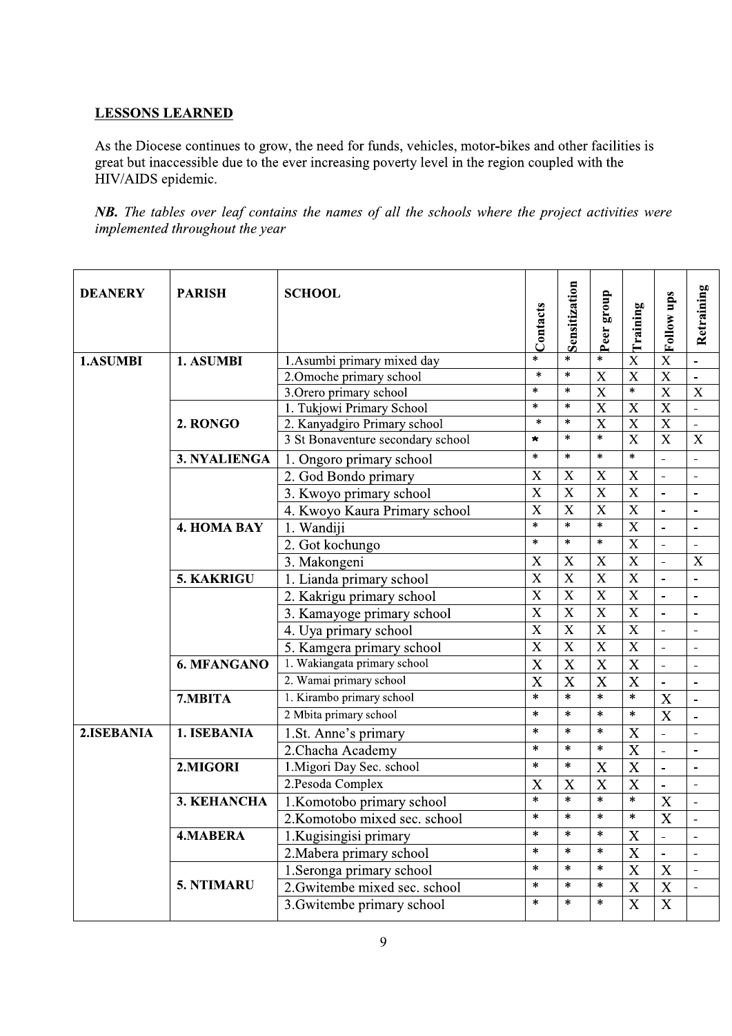## LESSONS LEARNED

As the Diocese continues to grow, the need for funds, vehicles, motor-bikes and other facilities is great but inaccessible due to the ever increasing poverty level in the region coupled with the HIV/AIDS epidemic.

***NB.*** *The tables over leaf contains the names of all the schools where the project activities were implemented throughout the year*

| DEANERY | PARISH | SCHOOL | Contacts | Sensitization | Peer group | Training | Follow ups | Retraining |
|---|---|---|---|---|---|---|---|---|
| 1.ASUMBI | 1. ASUMBI | 1.Asumbi primary mixed day | * | * | * | X | X | - |
| | | 2.Omoche primary school | * | * | X | X | X | - |
| | | 3.Orero primary school | * | * | X | * | X | X |
| | 2. RONGO | 1. Tukjowi Primary School | * | * | X | X | X | - |
| | | 2. Kanyadgiro Primary school | * | * | X | X | X | - |
| | | 3 St Bonaventure secondary school | * | * | * | X | X | X |
| | 3. NYALIENGA | 1. Ongoro primary school | * | * | * | * | - | - |
| | | 2. God Bondo primary | X | X | X | X | - | - |
| | | 3. Kwoyo primary school | X | X | X | X | - | - |
| | | 4. Kwoyo Kaura Primary school | X | X | X | X | - | - |
| | 4. HOMA BAY | 1. Wandiji | * | * | * | X | - | - |
| | | 2. Got kochungo | * | * | * | X | - | - |
| | | 3. Makongeni | X | X | X | X | - | X |
| | 5. KAKRIGU | 1. Lianda primary school | X | X | X | X | - | - |
| | | 2. Kakrigu primary school | X | X | X | X | - | - |
| | | 3. Kamayoge primary school | X | X | X | X | - | - |
| | | 4. Uya primary school | X | X | X | X | - | - |
| | | 5. Kamgera primary school | X | X | X | X | - | - |
| | 6. MFANGANO | 1. Wakiangata primary school | X | X | X | X | - | - |
| | | 2. Wamai primary school | X | X | X | X | - | - |
| | 7.MBITA | 1. Kirambo primary school | * | * | * | * | X | - |
| | | 2 Mbita primary school | * | * | * | * | X | - |
| 2.ISEBANIA | 1. ISEBANIA | 1.St. Anne's primary | * | * | * | X | - | - |
| | | 2.Chacha Academy | * | * | * | X | - | - |
| | 2.MIGORI | 1.Migori Day Sec. school | * | * | X | X | - | - |
| | | 2.Pesoda Complex | X | X | X | X | - | - |
| | 3. KEHANCHA | 1.Komotobo primary school | * | * | * | * | X | - |
| | | 2.Komotobo mixed sec. school | * | * | * | * | X | - |
| | 4.MABERA | 1.Kugisingisi primary | * | * | * | X | - | - |
| | | 2.Mabera primary school | * | * | * | X | - | - |
| | 5. NTIMARU | 1.Seronga primary school | * | * | * | X | X | - |
| | | 2.Gwitembe mixed sec. school | * | * | * | X | X | - |
| | | 3.Gwitembe primary school | * | * | * | X | X | |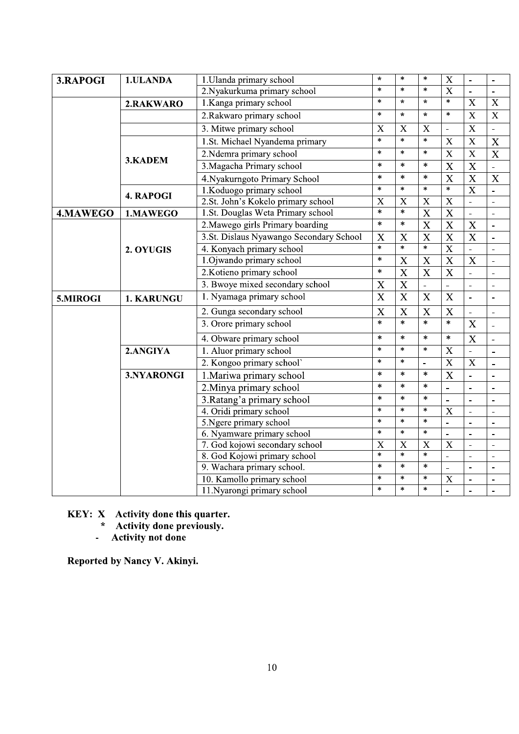| | | | | | | | | |
|---|---|---|---|---|---|---|---|---|
| 3.RAPOGI | 1.ULANDA | 1.Ulanda primary school | * | * | * | X | - | - |
| | | 2.Nyakurkuma primary school | * | * | * | X | - | - |
| | 2.RAKWARO | 1.Kanga primary school | * | * | * | * | X | X |
| | | 2.Rakwaro primary school | * | * | * | * | X | X |
| | | 3. Mitwe primary school | X | X | X | - | X | - |
| | 3.KADEM | 1.St. Michael Nyandema primary | * | * | * | X | X | X |
| | | 2.Ndemra primary school | * | * | * | X | X | X |
| | | 3.Magacha Primary school | * | * | * | X | X | - |
| | | 4.Nyakurngoto Primary School | * | * | * | X | X | X |
| | 4. RAPOGI | 1.Koduogo primary school | * | * | * | * | X | - |
| | | 2.St. John's Kokelo primary school | X | X | X | X | - | - |
| 4.MAWEGO | 1.MAWEGO | 1.St. Douglas Weta Primary school | * | * | X | X | - | - |
| | 2. OYUGIS | 2.Mawego girls Primary boarding | * | * | X | X | X | - |
| | | 3.St. Dislaus Nyawango Secondary School | X | X | X | X | X | - |
| | | 4. Konyach primary school | * | * | * | X | - | - |
| | | 1.Ojwando primary school | * | X | X | X | X | - |
| | | 2.Kotieno primary school | * | X | X | X | - | - |
| | | 3. Bwoye mixed secondary school | X | X | - | - | - | - |
| 5.MIROGI | 1. KARUNGU | 1. Nyamaga primary school | X | X | X | X | - | - |
| | | 2. Gunga secondary school | X | X | X | X | - | - |
| | | 3. Orore primary school | * | * | * | * | X | - |
| | | 4. Obware primary school | * | * | * | * | X | - |
| | 2.ANGIYA | 1. Aluor primary school | * | * | * | X | - | - |
| | | 2. Kongoo primary school` | * | * | - | X | X | - |
| | 3.NYARONGI | 1.Mariwa primary school | * | * | * | X | - | - |
| | | 2.Minya primary school | * | * | * | - | - | - |
| | | 3.Ratang'a primary school | * | * | * | - | - | - |
| | | 4. Oridi primary school | * | * | * | X | - | - |
| | | 5.Ngere primary school | * | * | * | - | - | - |
| | | 6. Nyamware primary school | * | * | * | - | - | - |
| | | 7. God kojowi secondary school | X | X | X | X | - | - |
| | | 8. God Kojowi primary school | * | * | * | - | - | - |
| | | 9. Wachara primary school. | * | * | * | - | - | - |
| | | 10. Kamollo primary school | * | * | * | X | - | - |
| | | 11.Nyarongi primary school | * | * | * | - | - | - |

**KEY: X Activity done this quarter.**
**\* Activity done previously.**
**- Activity not done**

**Reported by Nancy V. Akinyi.**